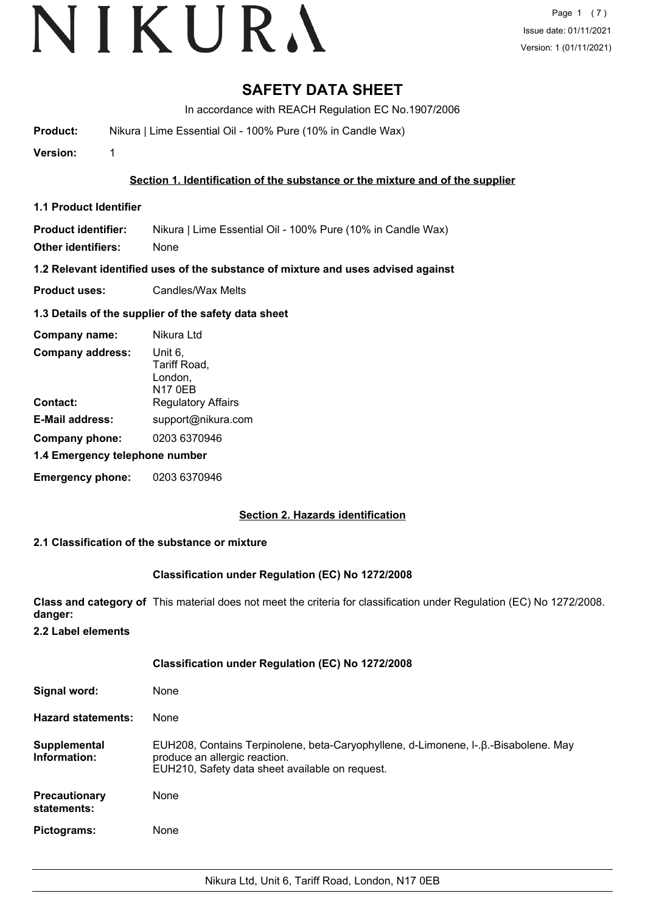# SAFETY DATA SHEET

In accordance with REACH Regulation EC No.1907/2006

**Product:** Nikura | Lime Essential Oil - 100% Pure (10% in Candle Wax)

**Version:** 1

## Section 1. Identification of the substance or the mixture and of the supplier

### 1.1 Product Identifier

**Product identifier:** Nikura | Lime Essential Oil - 100% Pure (10% in Candle Wax)

**Other identifiers:** None

### 1.2 Relevant identified uses of the substance of mixture and uses advised against

**Product uses:** Candles/Wax Melts

### 1.3 Details of the supplier of the safety data sheet

**Company name:** Nikura Ltd

**Company address:** Unit 6, Tariff Road, London, N17 0EB

**Contact:** Regulatory Affairs

**E-Mail address:** support@nikura.com

**Company phone:** 0203 6370946

### 1.4 Emergency telephone number

**Emergency phone:** 0203 6370946

## Section 2. Hazards identification

### 2.1 Classification of the substance or mixture

**Classification under Regulation (EC) No 1272/2008**

**Class and category of danger:** This material does not meet the criteria for classification under Regulation (EC) No 1272/2008.

### 2.2 Label elements

**Classification under Regulation (EC) No 1272/2008**

**Signal word:** None

**Hazard statements:** None

**Supplemental Information:** EUH208, Contains Terpinolene, beta-Caryophyllene, d-Limonene, l-.β.-Bisabolene. May produce an allergic reaction.
EUH210, Safety data sheet available on request.

**Precautionary statements:** None

**Pictograms:** None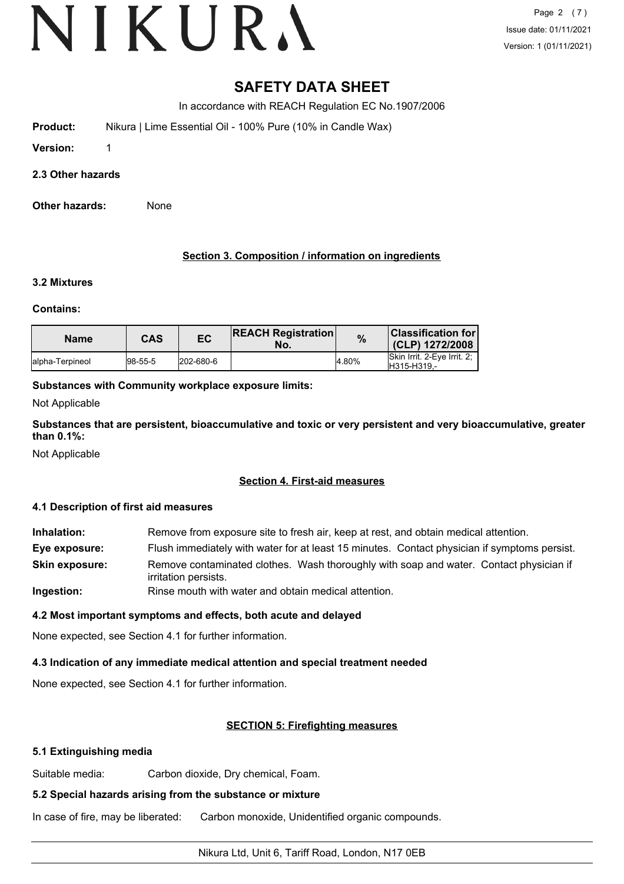# SAFETY DATA SHEET

In accordance with REACH Regulation EC No.1907/2006

**Product:** Nikura | Lime Essential Oil - 100% Pure (10% in Candle Wax)

**Version:** 1

**2.3 Other hazards**

**Other hazards:** None

## Section 3. Composition / information on ingredients

**3.2 Mixtures**

**Contains:**

| Name | CAS | EC | REACH Registration No. | % | Classification for (CLP) 1272/2008 |
|---|---|---|---|---|---|
| alpha-Terpineol | 98-55-5 | 202-680-6 | | 4.80% | Skin Irrit. 2-Eye Irrit. 2;<br>H315-H319,- |

**Substances with Community workplace exposure limits:**

Not Applicable

**Substances that are persistent, bioaccumulative and toxic or very persistent and very bioaccumulative, greater than 0.1%:**

Not Applicable

## Section 4. First-aid measures

**4.1 Description of first aid measures**

**Inhalation:** Remove from exposure site to fresh air, keep at rest, and obtain medical attention.

**Eye exposure:** Flush immediately with water for at least 15 minutes. Contact physician if symptoms persist.

**Skin exposure:** Remove contaminated clothes. Wash thoroughly with soap and water. Contact physician if irritation persists.

**Ingestion:** Rinse mouth with water and obtain medical attention.

**4.2 Most important symptoms and effects, both acute and delayed**

None expected, see Section 4.1 for further information.

**4.3 Indication of any immediate medical attention and special treatment needed**

None expected, see Section 4.1 for further information.

## SECTION 5: Firefighting measures

**5.1 Extinguishing media**

Suitable media: Carbon dioxide, Dry chemical, Foam.

**5.2 Special hazards arising from the substance or mixture**

In case of fire, may be liberated: Carbon monoxide, Unidentified organic compounds.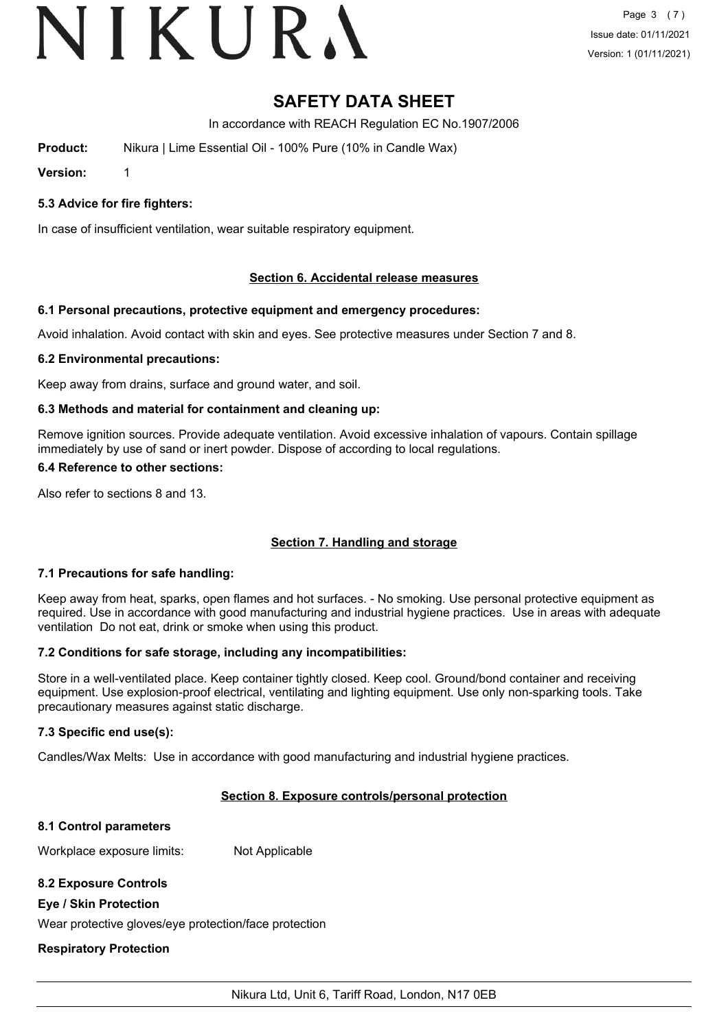# SAFETY DATA SHEET

In accordance with REACH Regulation EC No.1907/2006

**Product:** Nikura | Lime Essential Oil - 100% Pure (10% in Candle Wax)

**Version:** 1

### 5.3 Advice for fire fighters:

In case of insufficient ventilation, wear suitable respiratory equipment.

## Section 6. Accidental release measures

### 6.1 Personal precautions, protective equipment and emergency procedures:

Avoid inhalation. Avoid contact with skin and eyes. See protective measures under Section 7 and 8.

### 6.2 Environmental precautions:

Keep away from drains, surface and ground water, and soil.

### 6.3 Methods and material for containment and cleaning up:

Remove ignition sources. Provide adequate ventilation. Avoid excessive inhalation of vapours. Contain spillage immediately by use of sand or inert powder. Dispose of according to local regulations.

### 6.4 Reference to other sections:

Also refer to sections 8 and 13.

## Section 7. Handling and storage

### 7.1 Precautions for safe handling:

Keep away from heat, sparks, open flames and hot surfaces. - No smoking. Use personal protective equipment as required. Use in accordance with good manufacturing and industrial hygiene practices. Use in areas with adequate ventilation Do not eat, drink or smoke when using this product.

### 7.2 Conditions for safe storage, including any incompatibilities:

Store in a well-ventilated place. Keep container tightly closed. Keep cool. Ground/bond container and receiving equipment. Use explosion-proof electrical, ventilating and lighting equipment. Use only non-sparking tools. Take precautionary measures against static discharge.

### 7.3 Specific end use(s):

Candles/Wax Melts: Use in accordance with good manufacturing and industrial hygiene practices.

## Section 8. Exposure controls/personal protection

### 8.1 Control parameters

Workplace exposure limits: Not Applicable

### 8.2 Exposure Controls

**Eye / Skin Protection**

Wear protective gloves/eye protection/face protection

**Respiratory Protection**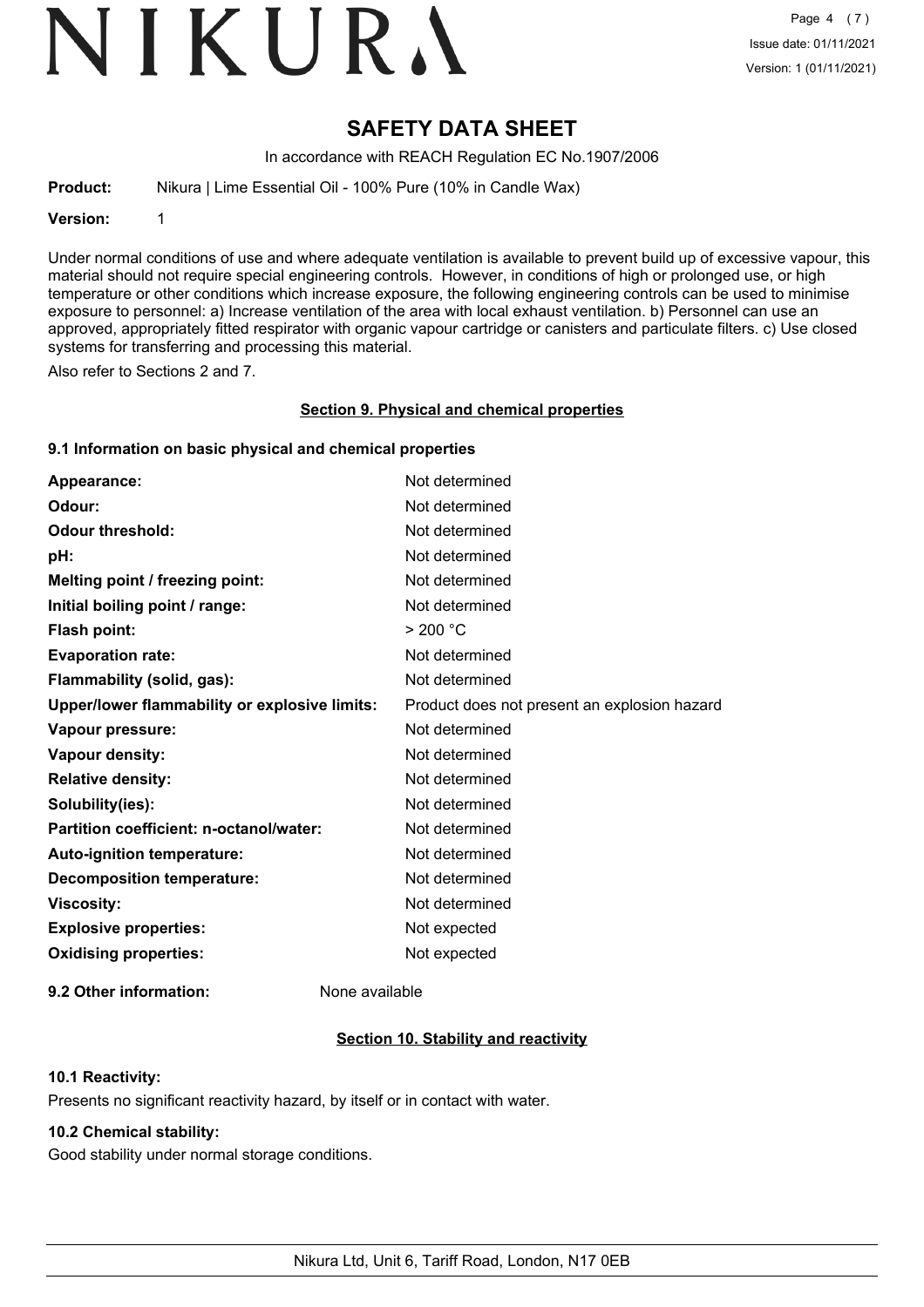# SAFETY DATA SHEET

In accordance with REACH Regulation EC No.1907/2006

**Product:** Nikura | Lime Essential Oil - 100% Pure (10% in Candle Wax)

**Version:** 1

Under normal conditions of use and where adequate ventilation is available to prevent build up of excessive vapour, this material should not require special engineering controls. However, in conditions of high or prolonged use, or high temperature or other conditions which increase exposure, the following engineering controls can be used to minimise exposure to personnel: a) Increase ventilation of the area with local exhaust ventilation. b) Personnel can use an approved, appropriately fitted respirator with organic vapour cartridge or canisters and particulate filters. c) Use closed systems for transferring and processing this material.

Also refer to Sections 2 and 7.

## Section 9. Physical and chemical properties

### 9.1 Information on basic physical and chemical properties

| | |
|---|---|
| **Appearance:** | Not determined |
| **Odour:** | Not determined |
| **Odour threshold:** | Not determined |
| **pH:** | Not determined |
| **Melting point / freezing point:** | Not determined |
| **Initial boiling point / range:** | Not determined |
| **Flash point:** | > 200 °C |
| **Evaporation rate:** | Not determined |
| **Flammability (solid, gas):** | Not determined |
| **Upper/lower flammability or explosive limits:** | Product does not present an explosion hazard |
| **Vapour pressure:** | Not determined |
| **Vapour density:** | Not determined |
| **Relative density:** | Not determined |
| **Solubility(ies):** | Not determined |
| **Partition coefficient: n-octanol/water:** | Not determined |
| **Auto-ignition temperature:** | Not determined |
| **Decomposition temperature:** | Not determined |
| **Viscosity:** | Not determined |
| **Explosive properties:** | Not expected |
| **Oxidising properties:** | Not expected |

**9.2 Other information:** None available

## Section 10. Stability and reactivity

### 10.1 Reactivity:

Presents no significant reactivity hazard, by itself or in contact with water.

### 10.2 Chemical stability:

Good stability under normal storage conditions.

Nikura Ltd, Unit 6, Tariff Road, London, N17 0EB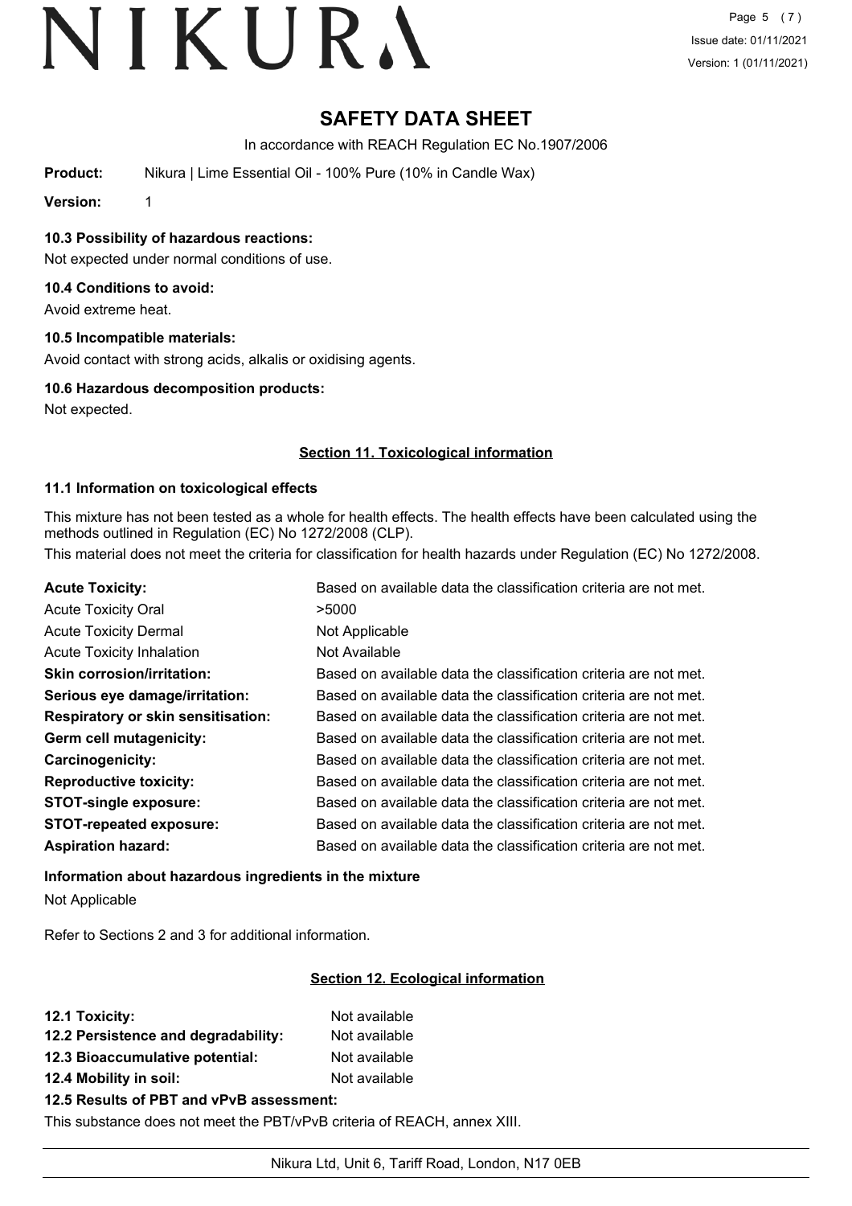# SAFETY DATA SHEET

In accordance with REACH Regulation EC No.1907/2006

**Product:** Nikura | Lime Essential Oil - 100% Pure (10% in Candle Wax)

**Version:** 1

### 10.3 Possibility of hazardous reactions:

Not expected under normal conditions of use.

### 10.4 Conditions to avoid:

Avoid extreme heat.

### 10.5 Incompatible materials:

Avoid contact with strong acids, alkalis or oxidising agents.

### 10.6 Hazardous decomposition products:

Not expected.

## Section 11. Toxicological information

### 11.1 Information on toxicological effects

This mixture has not been tested as a whole for health effects. The health effects have been calculated using the methods outlined in Regulation (EC) No 1272/2008 (CLP).

This material does not meet the criteria for classification for health hazards under Regulation (EC) No 1272/2008.

| | |
|---|---|
| **Acute Toxicity:** | Based on available data the classification criteria are not met. |
| Acute Toxicity Oral | >5000 |
| Acute Toxicity Dermal | Not Applicable |
| Acute Toxicity Inhalation | Not Available |
| **Skin corrosion/irritation:** | Based on available data the classification criteria are not met. |
| **Serious eye damage/irritation:** | Based on available data the classification criteria are not met. |
| **Respiratory or skin sensitisation:** | Based on available data the classification criteria are not met. |
| **Germ cell mutagenicity:** | Based on available data the classification criteria are not met. |
| **Carcinogenicity:** | Based on available data the classification criteria are not met. |
| **Reproductive toxicity:** | Based on available data the classification criteria are not met. |
| **STOT-single exposure:** | Based on available data the classification criteria are not met. |
| **STOT-repeated exposure:** | Based on available data the classification criteria are not met. |
| **Aspiration hazard:** | Based on available data the classification criteria are not met. |

### Information about hazardous ingredients in the mixture

Not Applicable

Refer to Sections 2 and 3 for additional information.

## Section 12. Ecological information

| | |
|---|---|
| **12.1 Toxicity:** | Not available |
| **12.2 Persistence and degradability:** | Not available |
| **12.3 Bioaccumulative potential:** | Not available |
| **12.4 Mobility in soil:** | Not available |

### 12.5 Results of PBT and vPvB assessment:

This substance does not meet the PBT/vPvB criteria of REACH, annex XIII.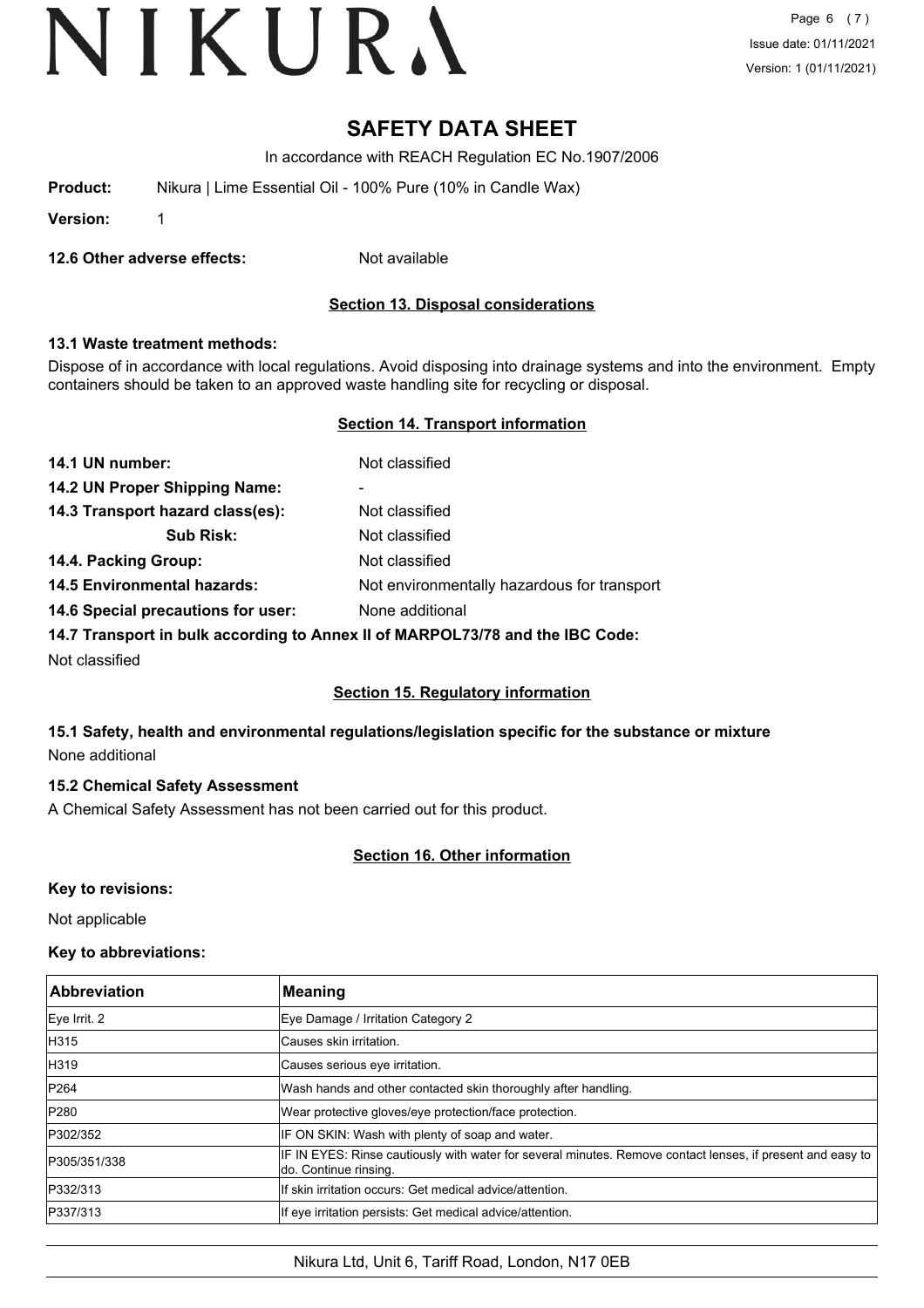# SAFETY DATA SHEET

In accordance with REACH Regulation EC No.1907/2006

**Product:** Nikura | Lime Essential Oil - 100% Pure (10% in Candle Wax)

**Version:** 1

**12.6 Other adverse effects:** Not available

## Section 13. Disposal considerations

### 13.1 Waste treatment methods:

Dispose of in accordance with local regulations. Avoid disposing into drainage systems and into the environment. Empty containers should be taken to an approved waste handling site for recycling or disposal.

## Section 14. Transport information

**14.1 UN number:** Not classified

**14.2 UN Proper Shipping Name:** -

**14.3 Transport hazard class(es):** Not classified

**Sub Risk:** Not classified

**14.4. Packing Group:** Not classified

**14.5 Environmental hazards:** Not environmentally hazardous for transport

**14.6 Special precautions for user:** None additional

**14.7 Transport in bulk according to Annex II of MARPOL73/78 and the IBC Code:**

Not classified

## Section 15. Regulatory information

### 15.1 Safety, health and environmental regulations/legislation specific for the substance or mixture

None additional

### 15.2 Chemical Safety Assessment

A Chemical Safety Assessment has not been carried out for this product.

## Section 16. Other information

**Key to revisions:**

Not applicable

**Key to abbreviations:**

| Abbreviation | Meaning |
|---|---|
| Eye Irrit. 2 | Eye Damage / Irritation Category 2 |
| H315 | Causes skin irritation. |
| H319 | Causes serious eye irritation. |
| P264 | Wash hands and other contacted skin thoroughly after handling. |
| P280 | Wear protective gloves/eye protection/face protection. |
| P302/352 | IF ON SKIN: Wash with plenty of soap and water. |
| P305/351/338 | IF IN EYES: Rinse cautiously with water for several minutes. Remove contact lenses, if present and easy to do. Continue rinsing. |
| P332/313 | If skin irritation occurs: Get medical advice/attention. |
| P337/313 | If eye irritation persists: Get medical advice/attention. |

Nikura Ltd, Unit 6, Tariff Road, London, N17 0EB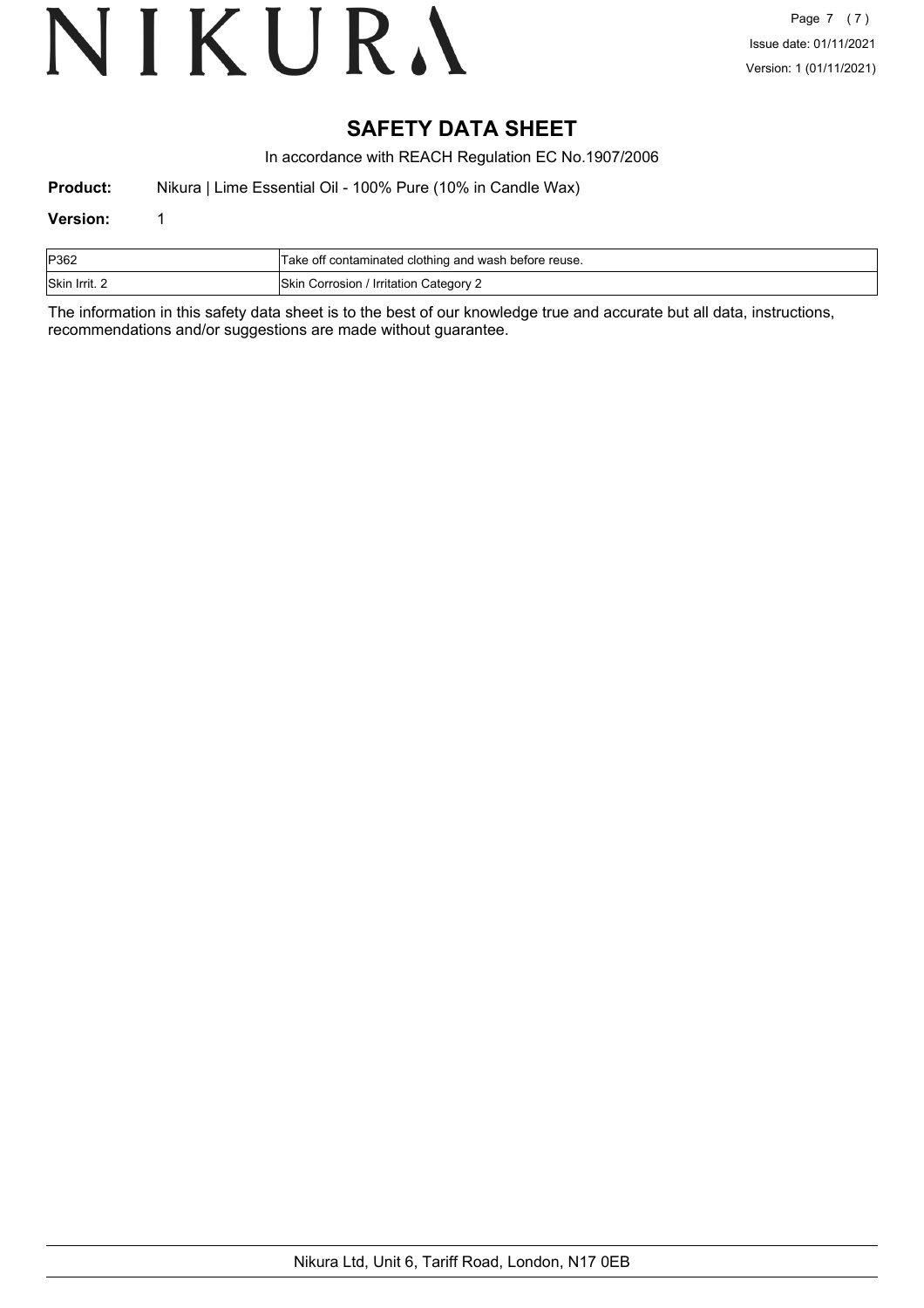# SAFETY DATA SHEET

In accordance with REACH Regulation EC No.1907/2006

**Product:** Nikura | Lime Essential Oil - 100% Pure (10% in Candle Wax)

**Version:** 1

| | |
|---|---|
| P362 | Take off contaminated clothing and wash before reuse. |
| Skin Irrit. 2 | Skin Corrosion / Irritation Category 2 |

The information in this safety data sheet is to the best of our knowledge true and accurate but all data, instructions, recommendations and/or suggestions are made without guarantee.